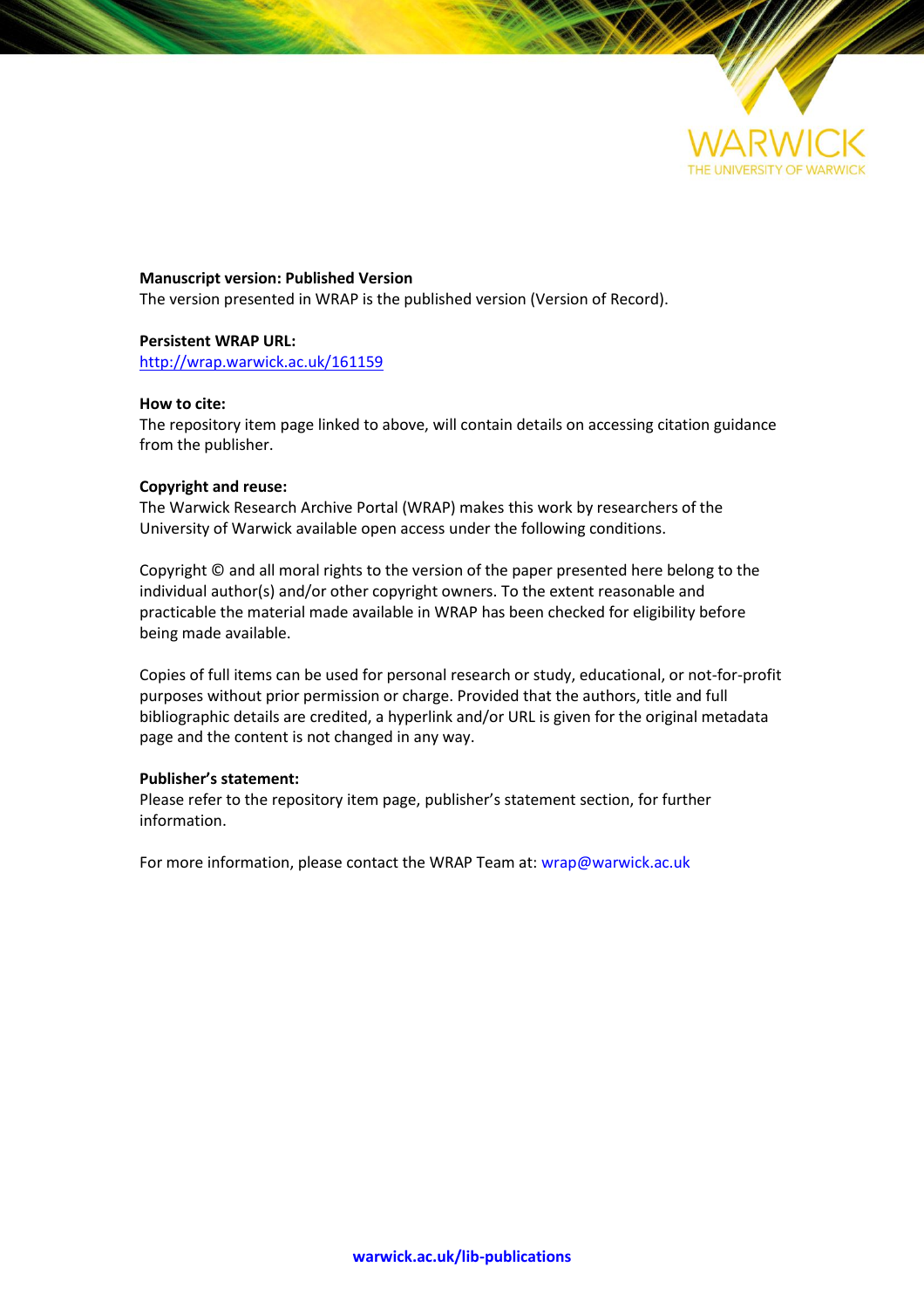WARWICK
THE UNIVERSITY OF WARWICK

**Manuscript version: Published Version**
The version presented in WRAP is the published version (Version of Record).

**Persistent WRAP URL:**
http://wrap.warwick.ac.uk/161159

**How to cite:**
The repository item page linked to above, will contain details on accessing citation guidance from the publisher.

**Copyright and reuse:**
The Warwick Research Archive Portal (WRAP) makes this work by researchers of the University of Warwick available open access under the following conditions.

Copyright © and all moral rights to the version of the paper presented here belong to the individual author(s) and/or other copyright owners. To the extent reasonable and practicable the material made available in WRAP has been checked for eligibility before being made available.

Copies of full items can be used for personal research or study, educational, or not-for-profit purposes without prior permission or charge. Provided that the authors, title and full bibliographic details are credited, a hyperlink and/or URL is given for the original metadata page and the content is not changed in any way.

**Publisher's statement:**
Please refer to the repository item page, publisher's statement section, for further information.

For more information, please contact the WRAP Team at: wrap@warwick.ac.uk

**warwick.ac.uk/lib-publications**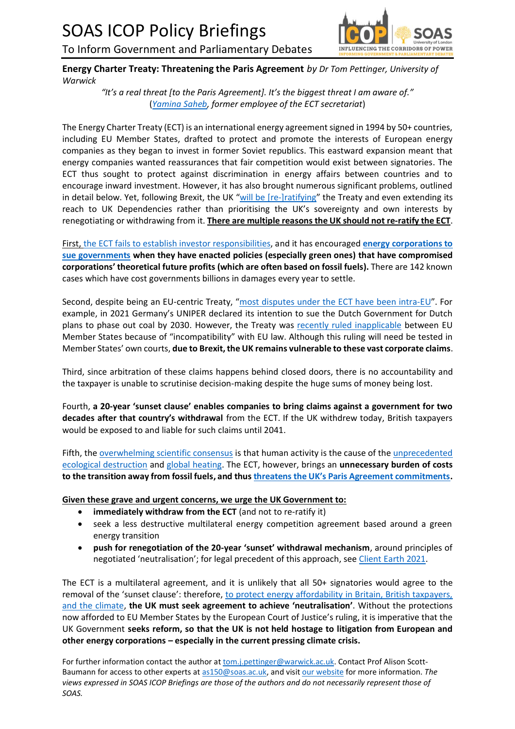# SOAS ICOP Policy Briefings

To Inform Government and Parliamentary Debates

**Energy Charter Treaty: Threatening the Paris Agreement** *by Dr Tom Pettinger, University of Warwick*

> *"It's a real threat [to the Paris Agreement]. It's the biggest threat I am aware of."* (*Yamina Saheb, former employee of the ECT secretariat*)

The Energy Charter Treaty (ECT) is an international energy agreement signed in 1994 by 50+ countries, including EU Member States, drafted to protect and promote the interests of European energy companies as they began to invest in former Soviet republics. This eastward expansion meant that energy companies wanted reassurances that fair competition would exist between signatories. The ECT thus sought to protect against discrimination in energy affairs between countries and to encourage inward investment. However, it has also brought numerous significant problems, outlined in detail below. Yet, following Brexit, the UK "will be [re-]ratifying" the Treaty and even extending its reach to UK Dependencies rather than prioritising the UK's sovereignty and own interests by renegotiating or withdrawing from it. **There are multiple reasons the UK should not re-ratify the ECT**.

First, the ECT fails to establish investor responsibilities, and it has encouraged **energy corporations to sue governments when they have enacted policies (especially green ones) that have compromised corporations' theoretical future profits (which are often based on fossil fuels).** There are 142 known cases which have cost governments billions in damages every year to settle.

Second, despite being an EU-centric Treaty, "most disputes under the ECT have been intra-EU". For example, in 2021 Germany's UNIPER declared its intention to sue the Dutch Government for Dutch plans to phase out coal by 2030. However, the Treaty was recently ruled inapplicable between EU Member States because of "incompatibility" with EU law. Although this ruling will need be tested in Member States' own courts, **due to Brexit, the UK remains vulnerable to these vast corporate claims**.

Third, since arbitration of these claims happens behind closed doors, there is no accountability and the taxpayer is unable to scrutinise decision-making despite the huge sums of money being lost.

Fourth, **a 20-year 'sunset clause' enables companies to bring claims against a government for two decades after that country's withdrawal** from the ECT. If the UK withdrew today, British taxpayers would be exposed to and liable for such claims until 2041.

Fifth, the overwhelming scientific consensus is that human activity is the cause of the unprecedented ecological destruction and global heating. The ECT, however, brings an **unnecessary burden of costs to the transition away from fossil fuels, and thus threatens the UK's Paris Agreement commitments.**

**Given these grave and urgent concerns, we urge the UK Government to:**

- **immediately withdraw from the ECT** (and not to re-ratify it)
- seek a less destructive multilateral energy competition agreement based around a green energy transition
- **push for renegotiation of the 20-year 'sunset' withdrawal mechanism**, around principles of negotiated 'neutralisation'; for legal precedent of this approach, see Client Earth 2021.

The ECT is a multilateral agreement, and it is unlikely that all 50+ signatories would agree to the removal of the 'sunset clause': therefore, to protect energy affordability in Britain, British taxpayers, and the climate, **the UK must seek agreement to achieve 'neutralisation'**. Without the protections now afforded to EU Member States by the European Court of Justice's ruling, it is imperative that the UK Government **seeks reform, so that the UK is not held hostage to litigation from European and other energy corporations – especially in the current pressing climate crisis.**

For further information contact the author at tom.j.pettinger@warwick.ac.uk. Contact Prof Alison Scott-Baumann for access to other experts at as150@soas.ac.uk, and visit our website for more information. *The views expressed in SOAS ICOP Briefings are those of the authors and do not necessarily represent those of SOAS.*